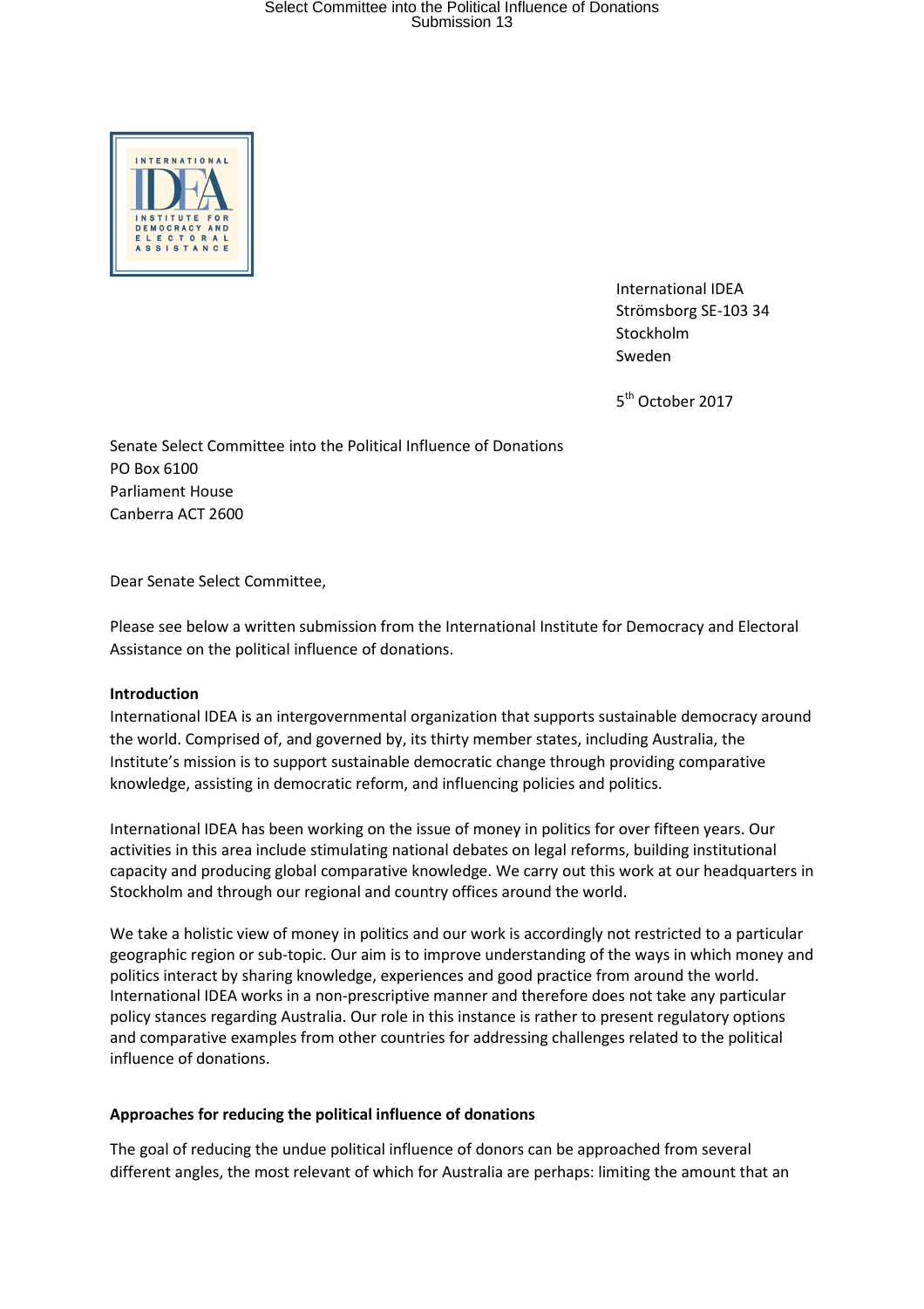International IDEA
Strömsborg SE-103 34
Stockholm
Sweden

5th October 2017

Senate Select Committee into the Political Influence of Donations
PO Box 6100
Parliament House
Canberra ACT 2600

Dear Senate Select Committee,

Please see below a written submission from the International Institute for Democracy and Electoral Assistance on the political influence of donations.

**Introduction**

International IDEA is an intergovernmental organization that supports sustainable democracy around the world. Comprised of, and governed by, its thirty member states, including Australia, the Institute's mission is to support sustainable democratic change through providing comparative knowledge, assisting in democratic reform, and influencing policies and politics.

International IDEA has been working on the issue of money in politics for over fifteen years. Our activities in this area include stimulating national debates on legal reforms, building institutional capacity and producing global comparative knowledge. We carry out this work at our headquarters in Stockholm and through our regional and country offices around the world.

We take a holistic view of money in politics and our work is accordingly not restricted to a particular geographic region or sub-topic. Our aim is to improve understanding of the ways in which money and politics interact by sharing knowledge, experiences and good practice from around the world. International IDEA works in a non-prescriptive manner and therefore does not take any particular policy stances regarding Australia. Our role in this instance is rather to present regulatory options and comparative examples from other countries for addressing challenges related to the political influence of donations.

**Approaches for reducing the political influence of donations**

The goal of reducing the undue political influence of donors can be approached from several different angles, the most relevant of which for Australia are perhaps: limiting the amount that an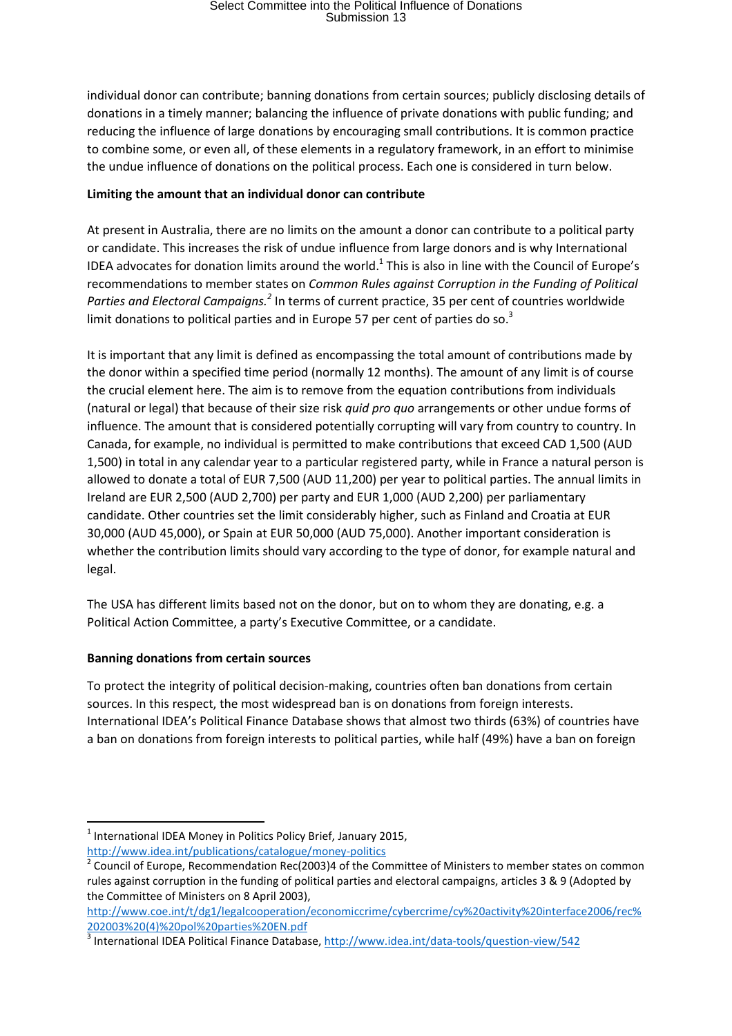individual donor can contribute; banning donations from certain sources; publicly disclosing details of donations in a timely manner; balancing the influence of private donations with public funding; and reducing the influence of large donations by encouraging small contributions. It is common practice to combine some, or even all, of these elements in a regulatory framework, in an effort to minimise the undue influence of donations on the political process. Each one is considered in turn below.

**Limiting the amount that an individual donor can contribute**

At present in Australia, there are no limits on the amount a donor can contribute to a political party or candidate. This increases the risk of undue influence from large donors and is why International IDEA advocates for donation limits around the world.[1] This is also in line with the Council of Europe's recommendations to member states on *Common Rules against Corruption in the Funding of Political Parties and Electoral Campaigns.*[2] In terms of current practice, 35 per cent of countries worldwide limit donations to political parties and in Europe 57 per cent of parties do so.[3]

It is important that any limit is defined as encompassing the total amount of contributions made by the donor within a specified time period (normally 12 months). The amount of any limit is of course the crucial element here. The aim is to remove from the equation contributions from individuals (natural or legal) that because of their size risk *quid pro quo* arrangements or other undue forms of influence. The amount that is considered potentially corrupting will vary from country to country. In Canada, for example, no individual is permitted to make contributions that exceed CAD 1,500 (AUD 1,500) in total in any calendar year to a particular registered party, while in France a natural person is allowed to donate a total of EUR 7,500 (AUD 11,200) per year to political parties. The annual limits in Ireland are EUR 2,500 (AUD 2,700) per party and EUR 1,000 (AUD 2,200) per parliamentary candidate. Other countries set the limit considerably higher, such as Finland and Croatia at EUR 30,000 (AUD 45,000), or Spain at EUR 50,000 (AUD 75,000). Another important consideration is whether the contribution limits should vary according to the type of donor, for example natural and legal.

The USA has different limits based not on the donor, but on to whom they are donating, e.g. a Political Action Committee, a party's Executive Committee, or a candidate.

**Banning donations from certain sources**

To protect the integrity of political decision-making, countries often ban donations from certain sources. In this respect, the most widespread ban is on donations from foreign interests. International IDEA's Political Finance Database shows that almost two thirds (63%) of countries have a ban on donations from foreign interests to political parties, while half (49%) have a ban on foreign

---

[1] International IDEA Money in Politics Policy Brief, January 2015, http://www.idea.int/publications/catalogue/money-politics

[2] Council of Europe, Recommendation Rec(2003)4 of the Committee of Ministers to member states on common rules against corruption in the funding of political parties and electoral campaigns, articles 3 & 9 (Adopted by the Committee of Ministers on 8 April 2003), http://www.coe.int/t/dg1/legalcooperation/economiccrime/cybercrime/cy%20activity%20interface2006/rec%202003%20(4)%20pol%20parties%20EN.pdf

[3] International IDEA Political Finance Database, http://www.idea.int/data-tools/question-view/542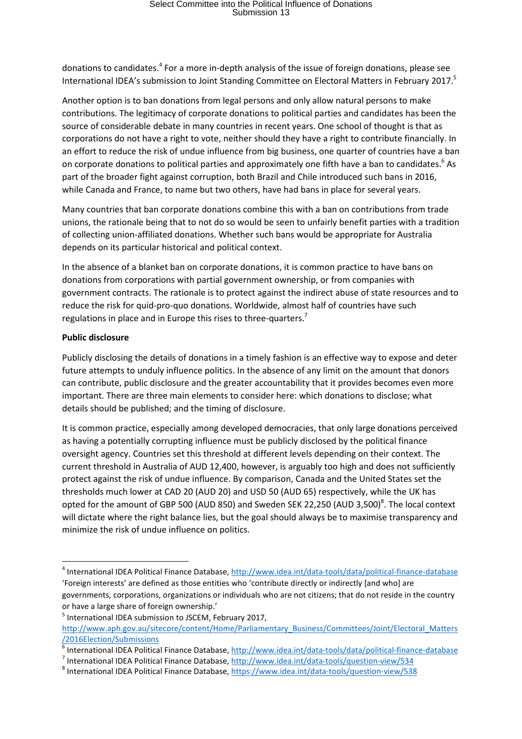donations to candidates.[4] For a more in-depth analysis of the issue of foreign donations, please see International IDEA's submission to Joint Standing Committee on Electoral Matters in February 2017.[5]

Another option is to ban donations from legal persons and only allow natural persons to make contributions. The legitimacy of corporate donations to political parties and candidates has been the source of considerable debate in many countries in recent years. One school of thought is that as corporations do not have a right to vote, neither should they have a right to contribute financially. In an effort to reduce the risk of undue influence from big business, one quarter of countries have a ban on corporate donations to political parties and approximately one fifth have a ban to candidates.[6] As part of the broader fight against corruption, both Brazil and Chile introduced such bans in 2016, while Canada and France, to name but two others, have had bans in place for several years.

Many countries that ban corporate donations combine this with a ban on contributions from trade unions, the rationale being that to not do so would be seen to unfairly benefit parties with a tradition of collecting union-affiliated donations. Whether such bans would be appropriate for Australia depends on its particular historical and political context.

In the absence of a blanket ban on corporate donations, it is common practice to have bans on donations from corporations with partial government ownership, or from companies with government contracts. The rationale is to protect against the indirect abuse of state resources and to reduce the risk for quid-pro-quo donations. Worldwide, almost half of countries have such regulations in place and in Europe this rises to three-quarters.[7]

**Public disclosure**

Publicly disclosing the details of donations in a timely fashion is an effective way to expose and deter future attempts to unduly influence politics. In the absence of any limit on the amount that donors can contribute, public disclosure and the greater accountability that it provides becomes even more important. There are three main elements to consider here: which donations to disclose; what details should be published; and the timing of disclosure.

It is common practice, especially among developed democracies, that only large donations perceived as having a potentially corrupting influence must be publicly disclosed by the political finance oversight agency. Countries set this threshold at different levels depending on their context. The current threshold in Australia of AUD 12,400, however, is arguably too high and does not sufficiently protect against the risk of undue influence. By comparison, Canada and the United States set the thresholds much lower at CAD 20 (AUD 20) and USD 50 (AUD 65) respectively, while the UK has opted for the amount of GBP 500 (AUD 850) and Sweden SEK 22,250 (AUD 3,500)[8]. The local context will dictate where the right balance lies, but the goal should always be to maximise transparency and minimize the risk of undue influence on politics.

---

[4] International IDEA Political Finance Database, http://www.idea.int/data-tools/data/political-finance-database 'Foreign interests' are defined as those entities who 'contribute directly or indirectly [and who] are governments, corporations, organizations or individuals who are not citizens; that do not reside in the country or have a large share of foreign ownership.'

[5] International IDEA submission to JSCEM, February 2017, http://www.aph.gov.au/sitecore/content/Home/Parliamentary_Business/Committees/Joint/Electoral_Matters/2016Election/Submissions

[6] International IDEA Political Finance Database, http://www.idea.int/data-tools/data/political-finance-database

[7] International IDEA Political Finance Database, http://www.idea.int/data-tools/question-view/534

[8] International IDEA Political Finance Database, https://www.idea.int/data-tools/question-view/538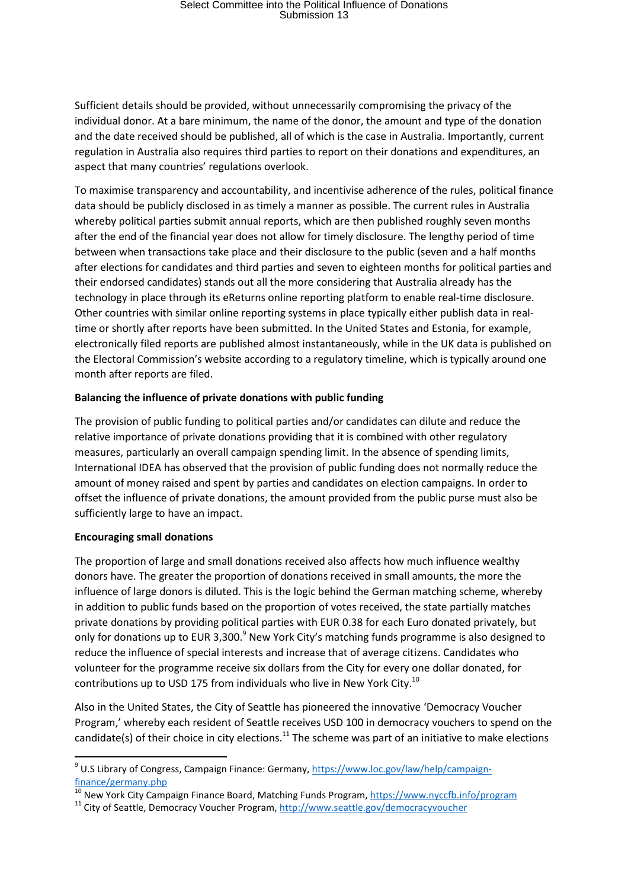Sufficient details should be provided, without unnecessarily compromising the privacy of the individual donor. At a bare minimum, the name of the donor, the amount and type of the donation and the date received should be published, all of which is the case in Australia. Importantly, current regulation in Australia also requires third parties to report on their donations and expenditures, an aspect that many countries' regulations overlook.

To maximise transparency and accountability, and incentivise adherence of the rules, political finance data should be publicly disclosed in as timely a manner as possible. The current rules in Australia whereby political parties submit annual reports, which are then published roughly seven months after the end of the financial year does not allow for timely disclosure. The lengthy period of time between when transactions take place and their disclosure to the public (seven and a half months after elections for candidates and third parties and seven to eighteen months for political parties and their endorsed candidates) stands out all the more considering that Australia already has the technology in place through its eReturns online reporting platform to enable real-time disclosure. Other countries with similar online reporting systems in place typically either publish data in real-time or shortly after reports have been submitted. In the United States and Estonia, for example, electronically filed reports are published almost instantaneously, while in the UK data is published on the Electoral Commission's website according to a regulatory timeline, which is typically around one month after reports are filed.

**Balancing the influence of private donations with public funding**

The provision of public funding to political parties and/or candidates can dilute and reduce the relative importance of private donations providing that it is combined with other regulatory measures, particularly an overall campaign spending limit. In the absence of spending limits, International IDEA has observed that the provision of public funding does not normally reduce the amount of money raised and spent by parties and candidates on election campaigns. In order to offset the influence of private donations, the amount provided from the public purse must also be sufficiently large to have an impact.

**Encouraging small donations**

The proportion of large and small donations received also affects how much influence wealthy donors have. The greater the proportion of donations received in small amounts, the more the influence of large donors is diluted. This is the logic behind the German matching scheme, whereby in addition to public funds based on the proportion of votes received, the state partially matches private donations by providing political parties with EUR 0.38 for each Euro donated privately, but only for donations up to EUR 3,300.[9] New York City's matching funds programme is also designed to reduce the influence of special interests and increase that of average citizens. Candidates who volunteer for the programme receive six dollars from the City for every one dollar donated, for contributions up to USD 175 from individuals who live in New York City.[10]

Also in the United States, the City of Seattle has pioneered the innovative 'Democracy Voucher Program,' whereby each resident of Seattle receives USD 100 in democracy vouchers to spend on the candidate(s) of their choice in city elections.[11] The scheme was part of an initiative to make elections

[9] U.S Library of Congress, Campaign Finance: Germany, https://www.loc.gov/law/help/campaign-finance/germany.php

[10] New York City Campaign Finance Board, Matching Funds Program, https://www.nyccfb.info/program

[11] City of Seattle, Democracy Voucher Program, http://www.seattle.gov/democracyvoucher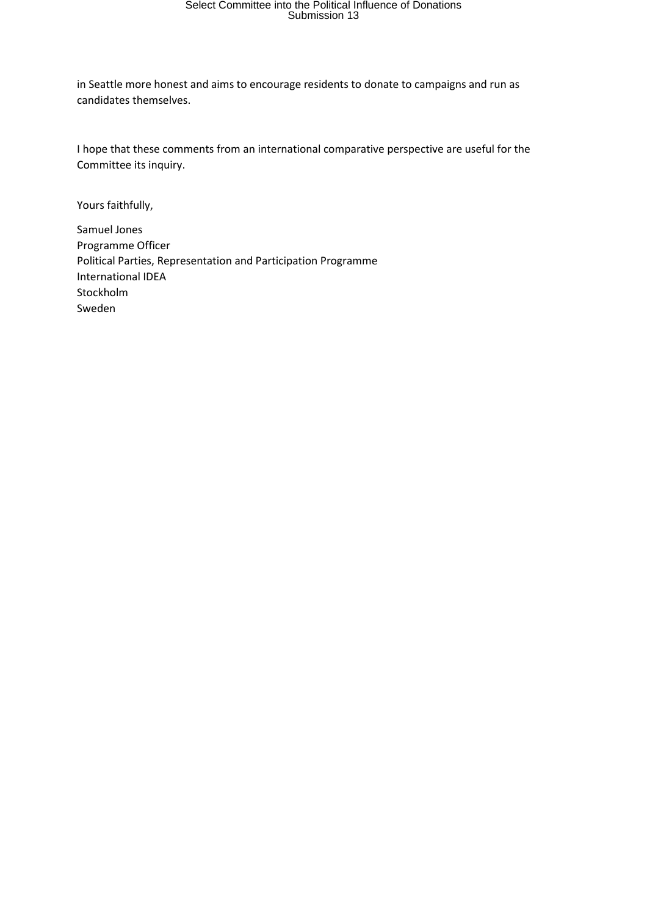in Seattle more honest and aims to encourage residents to donate to campaigns and run as candidates themselves.

I hope that these comments from an international comparative perspective are useful for the Committee its inquiry.

Yours faithfully,

Samuel Jones
Programme Officer
Political Parties, Representation and Participation Programme
International IDEA
Stockholm
Sweden